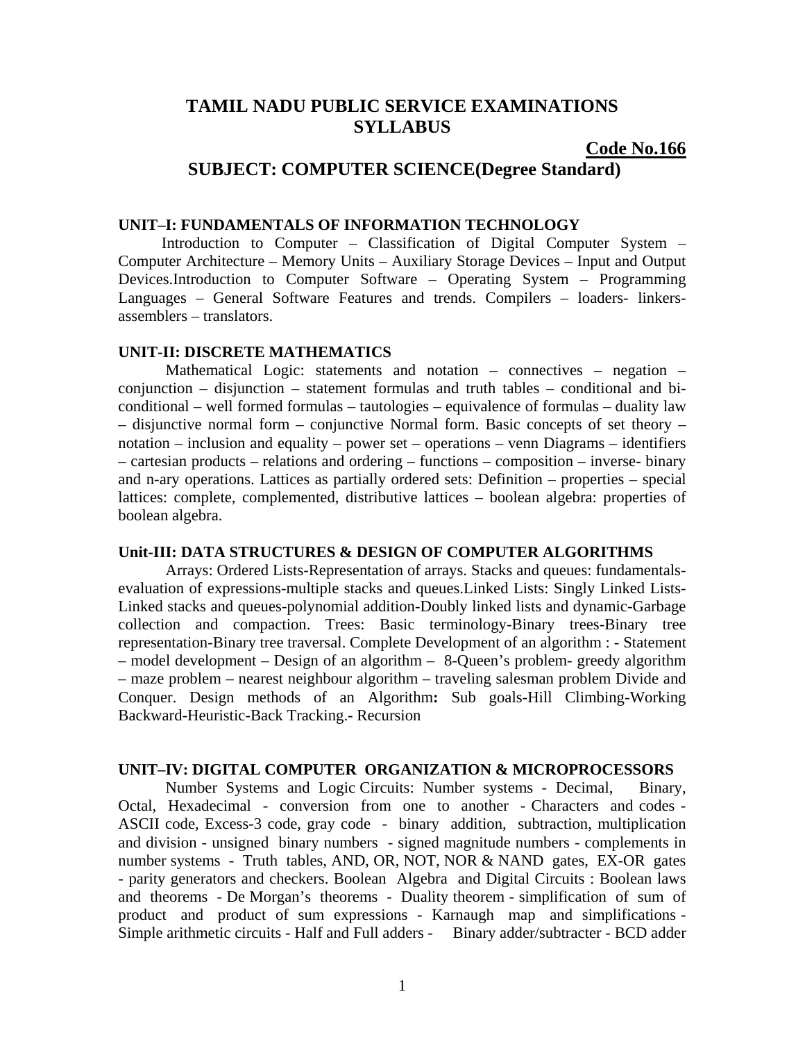# TAMIL NADU PUBLIC SERVICE EXAMINATIONS SYLLABUS

**Code No.166**

## SUBJECT: COMPUTER SCIENCE(Degree Standard)

### UNIT–I: FUNDAMENTALS OF INFORMATION TECHNOLOGY

Introduction to Computer – Classification of Digital Computer System – Computer Architecture – Memory Units – Auxiliary Storage Devices – Input and Output Devices.Introduction to Computer Software – Operating System – Programming Languages – General Software Features and trends. Compilers – loaders- linkers- assemblers – translators.

### UNIT-II: DISCRETE MATHEMATICS

Mathematical Logic: statements and notation – connectives – negation – conjunction – disjunction – statement formulas and truth tables – conditional and bi-conditional – well formed formulas – tautologies – equivalence of formulas – duality law – disjunctive normal form – conjunctive Normal form. Basic concepts of set theory – notation – inclusion and equality – power set – operations – venn Diagrams – identifiers – cartesian products – relations and ordering – functions – composition – inverse- binary and n-ary operations. Lattices as partially ordered sets: Definition – properties – special lattices: complete, complemented, distributive lattices – boolean algebra: properties of boolean algebra.

### Unit-III: DATA STRUCTURES & DESIGN OF COMPUTER ALGORITHMS

Arrays: Ordered Lists-Representation of arrays. Stacks and queues: fundamentals-evaluation of expressions-multiple stacks and queues.Linked Lists: Singly Linked Lists-Linked stacks and queues-polynomial addition-Doubly linked lists and dynamic-Garbage collection and compaction. Trees: Basic terminology-Binary trees-Binary tree representation-Binary tree traversal. Complete Development of an algorithm : - Statement – model development – Design of an algorithm – 8-Queen's problem- greedy algorithm – maze problem – nearest neighbour algorithm – traveling salesman problem Divide and Conquer. Design methods of an Algorithm**:** Sub goals-Hill Climbing-Working Backward-Heuristic-Back Tracking.- Recursion

### UNIT–IV: DIGITAL COMPUTER ORGANIZATION & MICROPROCESSORS

Number Systems and Logic Circuits: Number systems - Decimal, Binary, Octal, Hexadecimal - conversion from one to another - Characters and codes - ASCII code, Excess-3 code, gray code - binary addition, subtraction, multiplication and division - unsigned binary numbers - signed magnitude numbers - complements in number systems - Truth tables, AND, OR, NOT, NOR & NAND gates, EX-OR gates - parity generators and checkers. Boolean Algebra and Digital Circuits : Boolean laws and theorems - De Morgan's theorems - Duality theorem - simplification of sum of product and product of sum expressions - Karnaugh map and simplifications - Simple arithmetic circuits - Half and Full adders - Binary adder/subtracter - BCD adder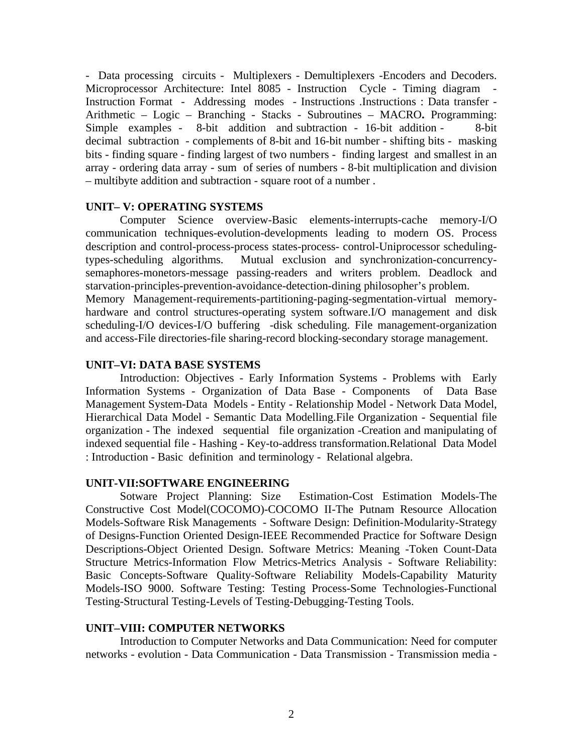- Data processing circuits - Multiplexers - Demultiplexers -Encoders and Decoders. Microprocessor Architecture: Intel 8085 - Instruction Cycle - Timing diagram - Instruction Format - Addressing modes - Instructions .Instructions : Data transfer - Arithmetic – Logic – Branching - Stacks - Subroutines – MACRO**.** Programming: Simple examples - 8-bit addition and subtraction - 16-bit addition - 8-bit decimal subtraction - complements of 8-bit and 16-bit number - shifting bits - masking bits - finding square - finding largest of two numbers - finding largest and smallest in an array - ordering data array - sum of series of numbers - 8-bit multiplication and division – multibyte addition and subtraction - square root of a number .

**UNIT– V: OPERATING SYSTEMS**

Computer Science overview-Basic elements-interrupts-cache memory-I/O communication techniques-evolution-developments leading to modern OS. Process description and control-process-process states-process- control-Uniprocessor scheduling-types-scheduling algorithms. Mutual exclusion and synchronization-concurrency-semaphores-monetors-message passing-readers and writers problem. Deadlock and starvation-principles-prevention-avoidance-detection-dining philosopher's problem.
Memory Management-requirements-partitioning-paging-segmentation-virtual memory-hardware and control structures-operating system software.I/O management and disk scheduling-I/O devices-I/O buffering -disk scheduling. File management-organization and access-File directories-file sharing-record blocking-secondary storage management.

**UNIT–VI: DATA BASE SYSTEMS**

Introduction: Objectives - Early Information Systems - Problems with Early Information Systems - Organization of Data Base - Components of Data Base Management System-Data Models - Entity - Relationship Model - Network Data Model, Hierarchical Data Model - Semantic Data Modelling.File Organization - Sequential file organization - The indexed sequential file organization -Creation and manipulating of indexed sequential file - Hashing - Key-to-address transformation.Relational Data Model : Introduction - Basic definition and terminology - Relational algebra.

**UNIT-VII:SOFTWARE ENGINEERING**

Sotware Project Planning: Size Estimation-Cost Estimation Models-The Constructive Cost Model(COCOMO)-COCOMO II-The Putnam Resource Allocation Models-Software Risk Managements - Software Design: Definition-Modularity-Strategy of Designs-Function Oriented Design-IEEE Recommended Practice for Software Design Descriptions-Object Oriented Design. Software Metrics: Meaning -Token Count-Data Structure Metrics-Information Flow Metrics-Metrics Analysis - Software Reliability: Basic Concepts-Software Quality-Software Reliability Models-Capability Maturity Models-ISO 9000. Software Testing: Testing Process-Some Technologies-Functional Testing-Structural Testing-Levels of Testing-Debugging-Testing Tools.

**UNIT–VIII: COMPUTER NETWORKS**

Introduction to Computer Networks and Data Communication: Need for computer networks - evolution - Data Communication - Data Transmission - Transmission media -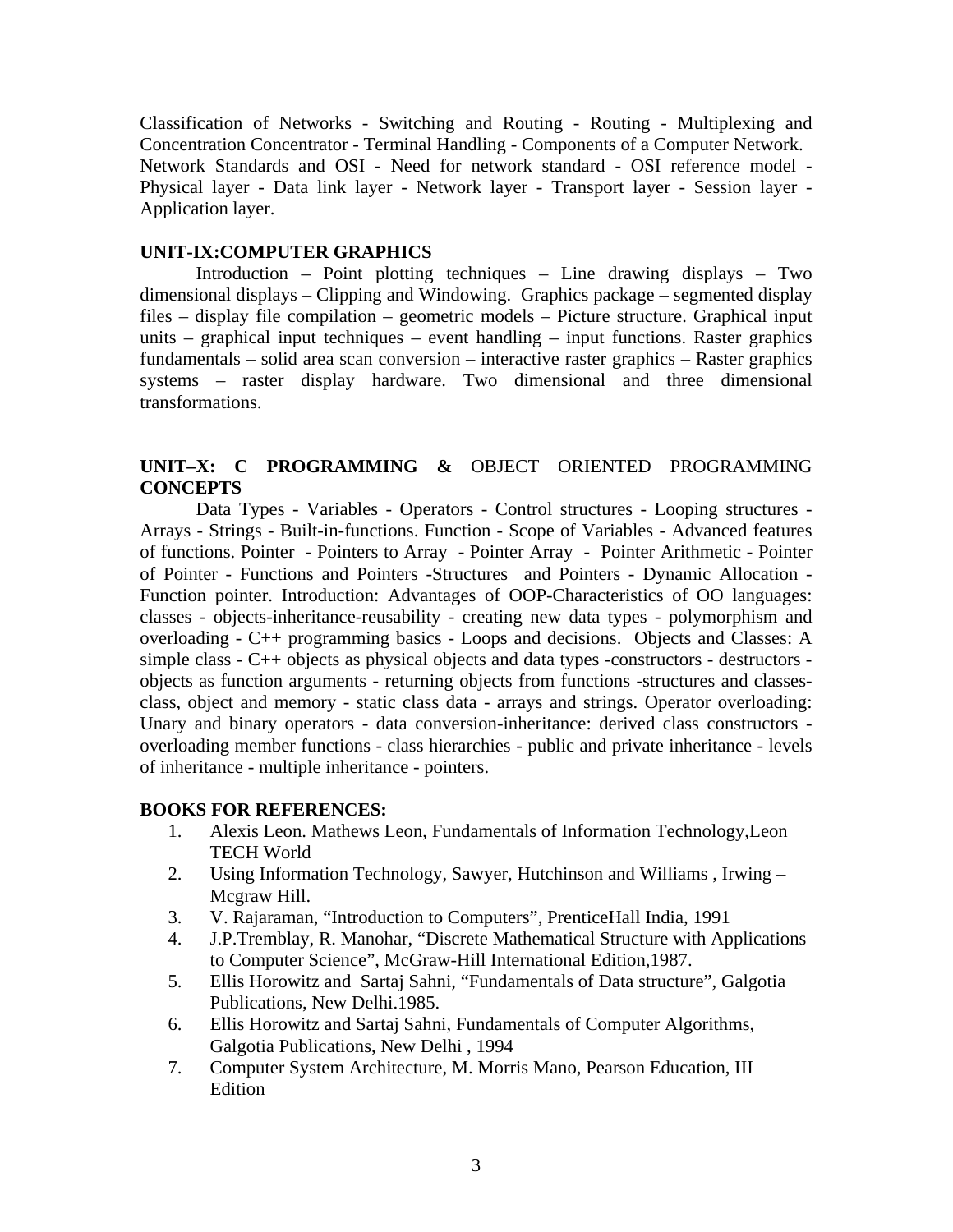Classification of Networks - Switching and Routing - Routing - Multiplexing and Concentration Concentrator - Terminal Handling - Components of a Computer Network. Network Standards and OSI - Need for network standard - OSI reference model - Physical layer - Data link layer - Network layer - Transport layer - Session layer - Application layer.

**UNIT-IX:COMPUTER GRAPHICS**

Introduction – Point plotting techniques – Line drawing displays – Two dimensional displays – Clipping and Windowing. Graphics package – segmented display files – display file compilation – geometric models – Picture structure. Graphical input units – graphical input techniques – event handling – input functions. Raster graphics fundamentals – solid area scan conversion – interactive raster graphics – Raster graphics systems – raster display hardware. Two dimensional and three dimensional transformations.

**UNIT–X: C PROGRAMMING &** OBJECT ORIENTED PROGRAMMING **CONCEPTS**

Data Types - Variables - Operators - Control structures - Looping structures - Arrays - Strings - Built-in-functions. Function - Scope of Variables - Advanced features of functions. Pointer - Pointers to Array - Pointer Array - Pointer Arithmetic - Pointer of Pointer - Functions and Pointers -Structures and Pointers - Dynamic Allocation - Function pointer. Introduction: Advantages of OOP-Characteristics of OO languages: classes - objects-inheritance-reusability - creating new data types - polymorphism and overloading - C++ programming basics - Loops and decisions. Objects and Classes: A simple class - C++ objects as physical objects and data types -constructors - destructors - objects as function arguments - returning objects from functions -structures and classes-class, object and memory - static class data - arrays and strings. Operator overloading: Unary and binary operators - data conversion-inheritance: derived class constructors - overloading member functions - class hierarchies - public and private inheritance - levels of inheritance - multiple inheritance - pointers.

**BOOKS FOR REFERENCES:**

1. Alexis Leon. Mathews Leon, Fundamentals of Information Technology,Leon TECH World
2. Using Information Technology, Sawyer, Hutchinson and Williams , Irwing – Mcgraw Hill.
3. V. Rajaraman, "Introduction to Computers", PrenticeHall India, 1991
4. J.P.Tremblay, R. Manohar, "Discrete Mathematical Structure with Applications to Computer Science", McGraw-Hill International Edition,1987.
5. Ellis Horowitz and Sartaj Sahni, "Fundamentals of Data structure", Galgotia Publications, New Delhi.1985.
6. Ellis Horowitz and Sartaj Sahni, Fundamentals of Computer Algorithms, Galgotia Publications, New Delhi , 1994
7. Computer System Architecture, M. Morris Mano, Pearson Education, III Edition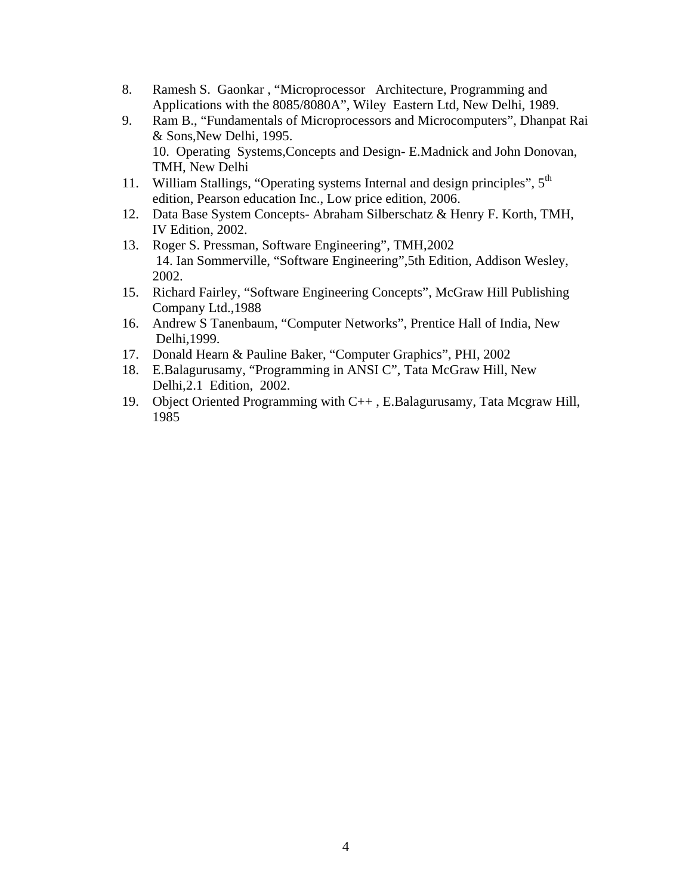8. Ramesh S. Gaonkar , “Microprocessor Architecture, Programming and Applications with the 8085/8080A”, Wiley Eastern Ltd, New Delhi, 1989.
9. Ram B., “Fundamentals of Microprocessors and Microcomputers”, Dhanpat Rai & Sons,New Delhi, 1995.
10. Operating Systems,Concepts and Design- E.Madnick and John Donovan, TMH, New Delhi
11. William Stallings, “Operating systems Internal and design principles”, 5th edition, Pearson education Inc., Low price edition, 2006.
12. Data Base System Concepts- Abraham Silberschatz & Henry F. Korth, TMH, IV Edition, 2002.
13. Roger S. Pressman, Software Engineering”, TMH,2002
14. Ian Sommerville, “Software Engineering”,5th Edition, Addison Wesley, 2002.
15. Richard Fairley, “Software Engineering Concepts”, McGraw Hill Publishing Company Ltd.,1988
16. Andrew S Tanenbaum, “Computer Networks”, Prentice Hall of India, New Delhi,1999.
17. Donald Hearn & Pauline Baker, “Computer Graphics”, PHI, 2002
18. E.Balagurusamy, “Programming in ANSI C”, Tata McGraw Hill, New Delhi,2.1 Edition, 2002.
19. Object Oriented Programming with C++ , E.Balagurusamy, Tata Mcgraw Hill, 1985